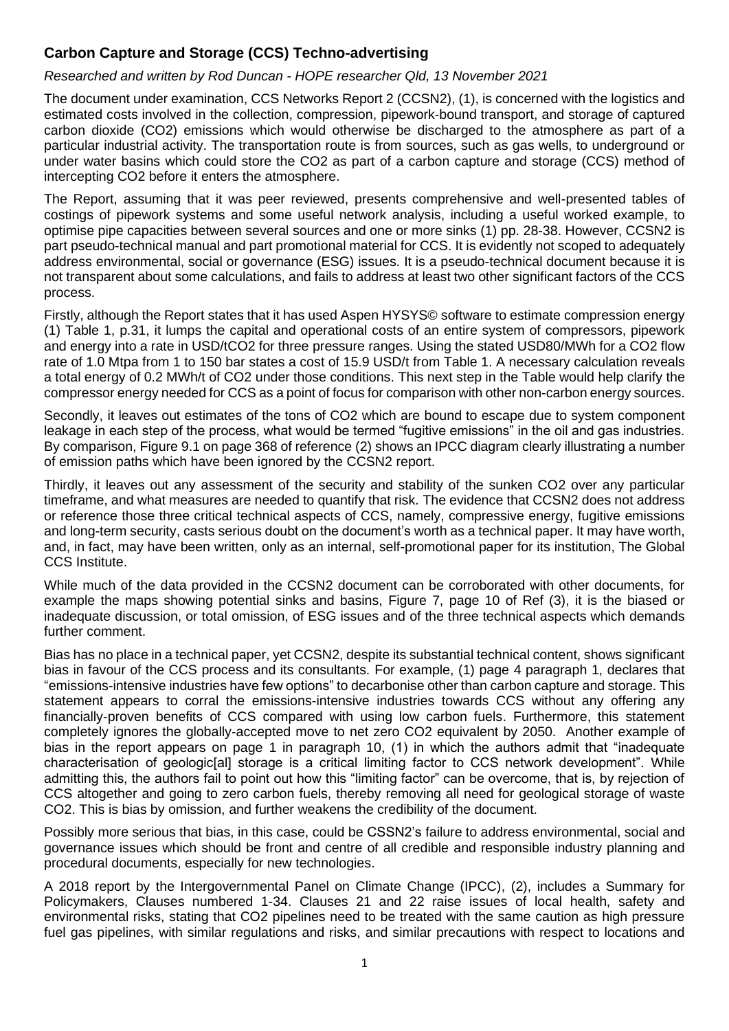## Carbon Capture and Storage (CCS) Techno-advertising

*Researched and written by Rod Duncan - HOPE researcher Qld, 13 November 2021*

The document under examination, CCS Networks Report 2 (CCSN2), (1), is concerned with the logistics and estimated costs involved in the collection, compression, pipework-bound transport, and storage of captured carbon dioxide ($CO_2$) emissions which would otherwise be discharged to the atmosphere as part of a particular industrial activity. The transportation route is from sources, such as gas wells, to underground or under water basins which could store the $CO_2$ as part of a carbon capture and storage (CCS) method of intercepting $CO_2$ before it enters the atmosphere.

The Report, assuming that it was peer reviewed, presents comprehensive and well-presented tables of costings of pipework systems and some useful network analysis, including a useful worked example, to optimise pipe capacities between several sources and one or more sinks (1) pp. 28-38. However, CCSN2 is part pseudo-technical manual and part promotional material for CCS. It is evidently not scoped to adequately address environmental, social or governance (ESG) issues. It is a pseudo-technical document because it is not transparent about some calculations, and fails to address at least two other significant factors of the CCS process.

Firstly, although the Report states that it has used Aspen HYSYS© software to estimate compression energy (1) Table 1, p.31, it lumps the capital and operational costs of an entire system of compressors, pipework and energy into a rate in USD/t$CO_2$ for three pressure ranges. Using the stated USD80/MWh for a $CO_2$ flow rate of 1.0 Mtpa from 1 to 150 bar states a cost of 15.9 USD/t from Table 1. A necessary calculation reveals a total energy of 0.2 MWh/t of $CO_2$ under those conditions. This next step in the Table would help clarify the compressor energy needed for CCS as a point of focus for comparison with other non-carbon energy sources.

Secondly, it leaves out estimates of the tons of $CO_2$ which are bound to escape due to system component leakage in each step of the process, what would be termed "fugitive emissions" in the oil and gas industries. By comparison, Figure 9.1 on page 368 of reference (2) shows an IPCC diagram clearly illustrating a number of emission paths which have been ignored by the CCSN2 report.

Thirdly, it leaves out any assessment of the security and stability of the sunken $CO_2$ over any particular timeframe, and what measures are needed to quantify that risk. The evidence that CCSN2 does not address or reference those three critical technical aspects of CCS, namely, compressive energy, fugitive emissions and long-term security, casts serious doubt on the document's worth as a technical paper. It may have worth, and, in fact, may have been written, only as an internal, self-promotional paper for its institution, The Global CCS Institute.

While much of the data provided in the CCSN2 document can be corroborated with other documents, for example the maps showing potential sinks and basins, Figure 7, page 10 of Ref (3), it is the biased or inadequate discussion, or total omission, of ESG issues and of the three technical aspects which demands further comment.

Bias has no place in a technical paper, yet CCSN2, despite its substantial technical content, shows significant bias in favour of the CCS process and its consultants. For example, (1) page 4 paragraph 1, declares that "emissions-intensive industries have few options" to decarbonise other than carbon capture and storage. This statement appears to corral the emissions-intensive industries towards CCS without any offering any financially-proven benefits of CCS compared with using low carbon fuels. Furthermore, this statement completely ignores the globally-accepted move to net zero $CO_2$ equivalent by 2050. Another example of bias in the report appears on page 1 in paragraph 10, (1) in which the authors admit that "inadequate characterisation of geologic[al] storage is a critical limiting factor to CCS network development". While admitting this, the authors fail to point out how this "limiting factor" can be overcome, that is, by rejection of CCS altogether and going to zero carbon fuels, thereby removing all need for geological storage of waste $CO_2$. This is bias by omission, and further weakens the credibility of the document.

Possibly more serious that bias, in this case, could be CSSN2's failure to address environmental, social and governance issues which should be front and centre of all credible and responsible industry planning and procedural documents, especially for new technologies.

A 2018 report by the Intergovernmental Panel on Climate Change (IPCC), (2), includes a Summary for Policymakers, Clauses numbered 1-34. Clauses 21 and 22 raise issues of local health, safety and environmental risks, stating that $CO_2$ pipelines need to be treated with the same caution as high pressure fuel gas pipelines, with similar regulations and risks, and similar precautions with respect to locations and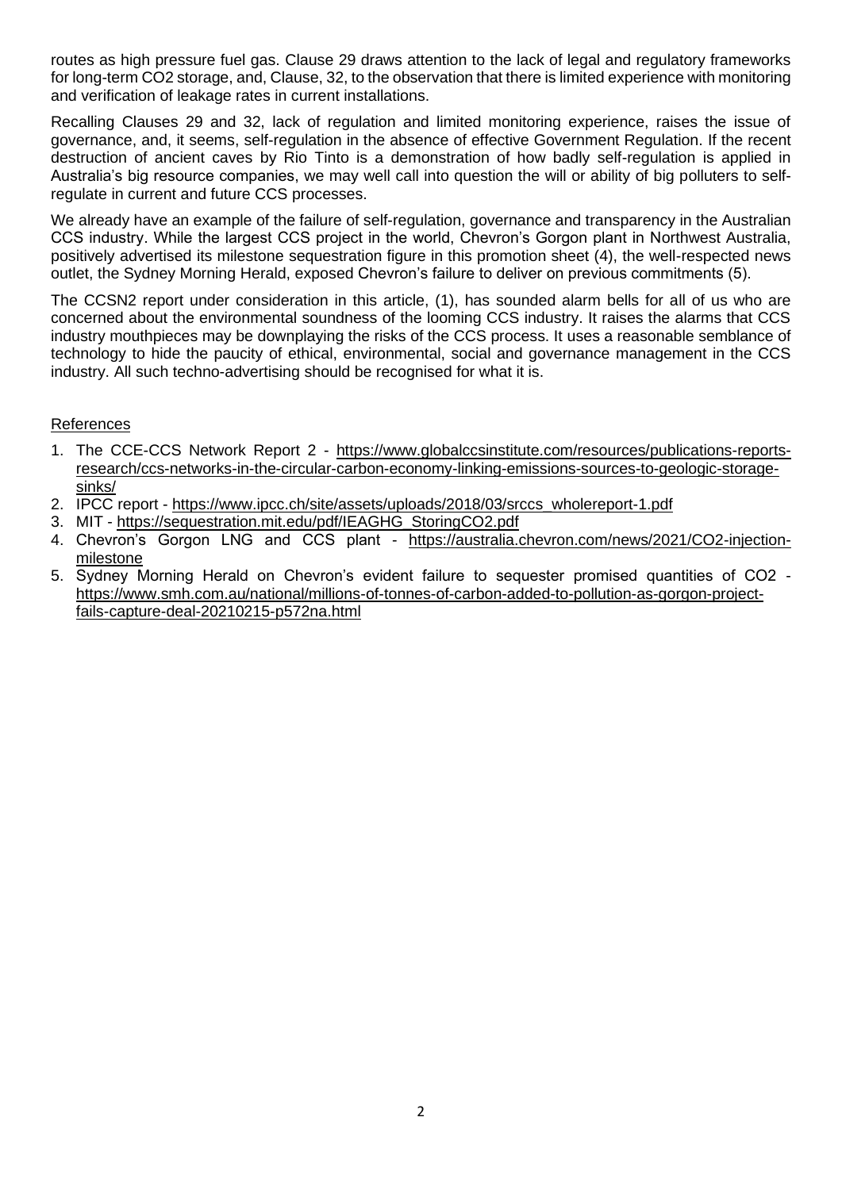routes as high pressure fuel gas. Clause 29 draws attention to the lack of legal and regulatory frameworks for long-term $CO_2$ storage, and, Clause, 32, to the observation that there is limited experience with monitoring and verification of leakage rates in current installations.

Recalling Clauses 29 and 32, lack of regulation and limited monitoring experience, raises the issue of governance, and, it seems, self-regulation in the absence of effective Government Regulation. If the recent destruction of ancient caves by Rio Tinto is a demonstration of how badly self-regulation is applied in Australia's big resource companies, we may well call into question the will or ability of big polluters to self-regulate in current and future CCS processes.

We already have an example of the failure of self-regulation, governance and transparency in the Australian CCS industry. While the largest CCS project in the world, Chevron's Gorgon plant in Northwest Australia, positively advertised its milestone sequestration figure in this promotion sheet (4), the well-respected news outlet, the Sydney Morning Herald, exposed Chevron's failure to deliver on previous commitments (5).

The CCSN2 report under consideration in this article, (1), has sounded alarm bells for all of us who are concerned about the environmental soundness of the looming CCS industry. It raises the alarms that CCS industry mouthpieces may be downplaying the risks of the CCS process. It uses a reasonable semblance of technology to hide the paucity of ethical, environmental, social and governance management in the CCS industry. All such techno-advertising should be recognised for what it is.

References

1. The CCE-CCS Network Report 2 - https://www.globalccsinstitute.com/resources/publications-reports-research/ccs-networks-in-the-circular-carbon-economy-linking-emissions-sources-to-geologic-storage-sinks/
2. IPCC report - https://www.ipcc.ch/site/assets/uploads/2018/03/srccs_wholereport-1.pdf
3. MIT - https://sequestration.mit.edu/pdf/IEAGHG_StoringCO2.pdf
4. Chevron's Gorgon LNG and CCS plant - https://australia.chevron.com/news/2021/CO2-injection-milestone
5. Sydney Morning Herald on Chevron's evident failure to sequester promised quantities of $CO_2$ - https://www.smh.com.au/national/millions-of-tonnes-of-carbon-added-to-pollution-as-gorgon-project-fails-capture-deal-20210215-p572na.html